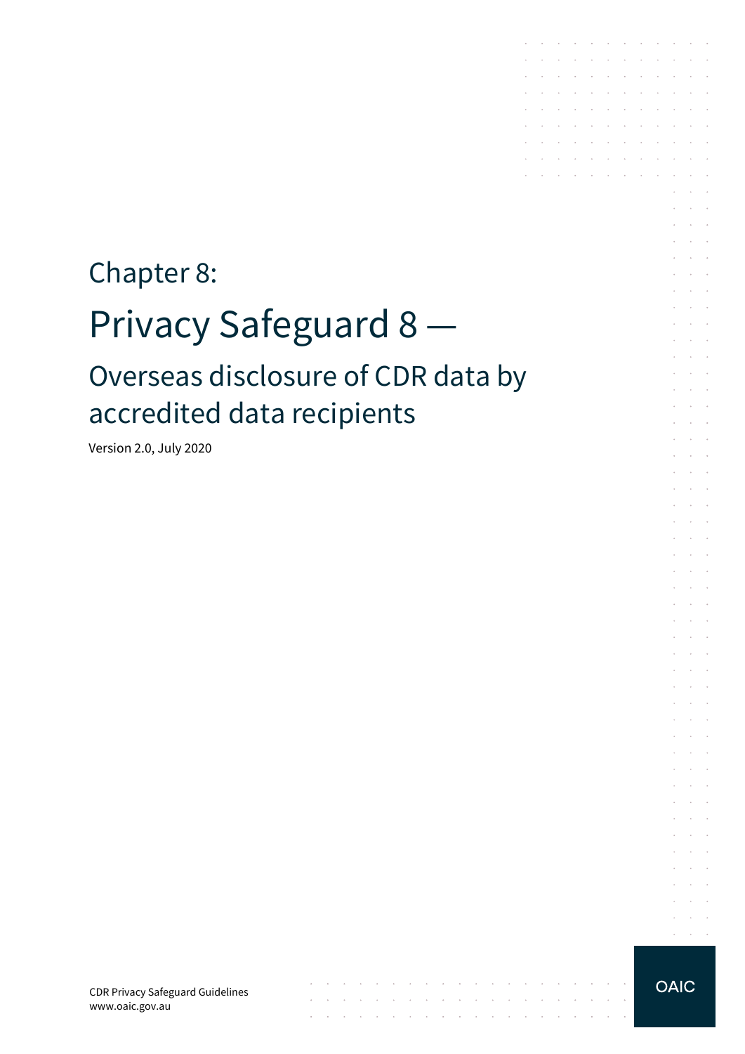Chapter 8:

# Privacy Safeguard 8 —

## Overseas disclosure of CDR data by accredited data recipients

Version 2.0, July 2020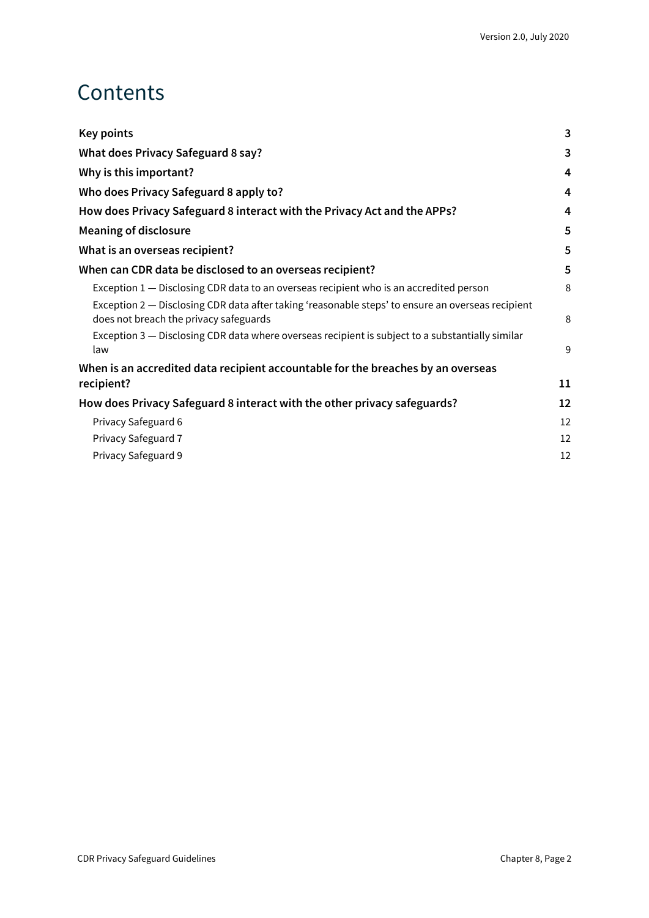# Contents

| | |
|---|---|
| **Key points** | **3** |
| **What does Privacy Safeguard 8 say?** | **3** |
| **Why is this important?** | **4** |
| **Who does Privacy Safeguard 8 apply to?** | **4** |
| **How does Privacy Safeguard 8 interact with the Privacy Act and the APPs?** | **4** |
| **Meaning of disclosure** | **5** |
| **What is an overseas recipient?** | **5** |
| **When can CDR data be disclosed to an overseas recipient?** | **5** |
| Exception 1 — Disclosing CDR data to an overseas recipient who is an accredited person | 8 |
| Exception 2 — Disclosing CDR data after taking 'reasonable steps' to ensure an overseas recipient does not breach the privacy safeguards | 8 |
| Exception 3 — Disclosing CDR data where overseas recipient is subject to a substantially similar law | 9 |
| **When is an accredited data recipient accountable for the breaches by an overseas recipient?** | **11** |
| **How does Privacy Safeguard 8 interact with the other privacy safeguards?** | **12** |
| Privacy Safeguard 6 | 12 |
| Privacy Safeguard 7 | 12 |
| Privacy Safeguard 9 | 12 |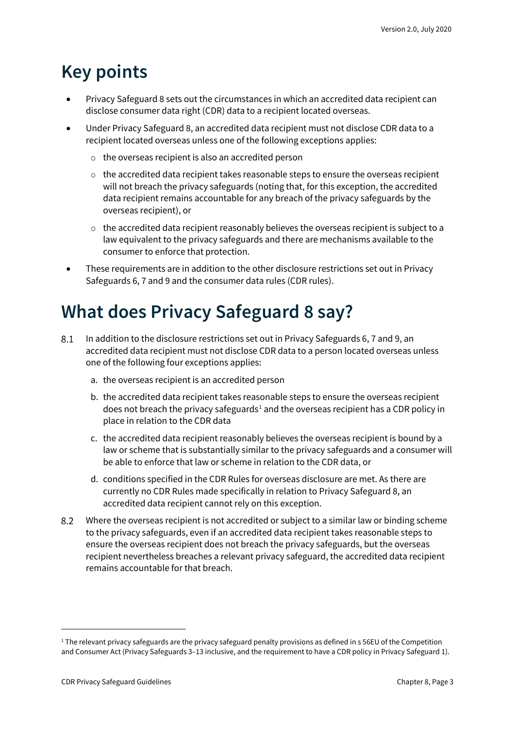# Key points

- Privacy Safeguard 8 sets out the circumstances in which an accredited data recipient can disclose consumer data right (CDR) data to a recipient located overseas.
- Under Privacy Safeguard 8, an accredited data recipient must not disclose CDR data to a recipient located overseas unless one of the following exceptions applies:
  - the overseas recipient is also an accredited person
  - the accredited data recipient takes reasonable steps to ensure the overseas recipient will not breach the privacy safeguards (noting that, for this exception, the accredited data recipient remains accountable for any breach of the privacy safeguards by the overseas recipient), or
  - the accredited data recipient reasonably believes the overseas recipient is subject to a law equivalent to the privacy safeguards and there are mechanisms available to the consumer to enforce that protection.
- These requirements are in addition to the other disclosure restrictions set out in Privacy Safeguards 6, 7 and 9 and the consumer data rules (CDR rules).

# What does Privacy Safeguard 8 say?

8.1 In addition to the disclosure restrictions set out in Privacy Safeguards 6, 7 and 9, an accredited data recipient must not disclose CDR data to a person located overseas unless one of the following four exceptions applies:

a. the overseas recipient is an accredited person

b. the accredited data recipient takes reasonable steps to ensure the overseas recipient does not breach the privacy safeguards[1] and the overseas recipient has a CDR policy in place in relation to the CDR data

c. the accredited data recipient reasonably believes the overseas recipient is bound by a law or scheme that is substantially similar to the privacy safeguards and a consumer will be able to enforce that law or scheme in relation to the CDR data, or

d. conditions specified in the CDR Rules for overseas disclosure are met. As there are currently no CDR Rules made specifically in relation to Privacy Safeguard 8, an accredited data recipient cannot rely on this exception.

8.2 Where the overseas recipient is not accredited or subject to a similar law or binding scheme to the privacy safeguards, even if an accredited data recipient takes reasonable steps to ensure the overseas recipient does not breach the privacy safeguards, but the overseas recipient nevertheless breaches a relevant privacy safeguard, the accredited data recipient remains accountable for that breach.

---

[1] The relevant privacy safeguards are the privacy safeguard penalty provisions as defined in s 56EU of the Competition and Consumer Act (Privacy Safeguards 3–13 inclusive, and the requirement to have a CDR policy in Privacy Safeguard 1).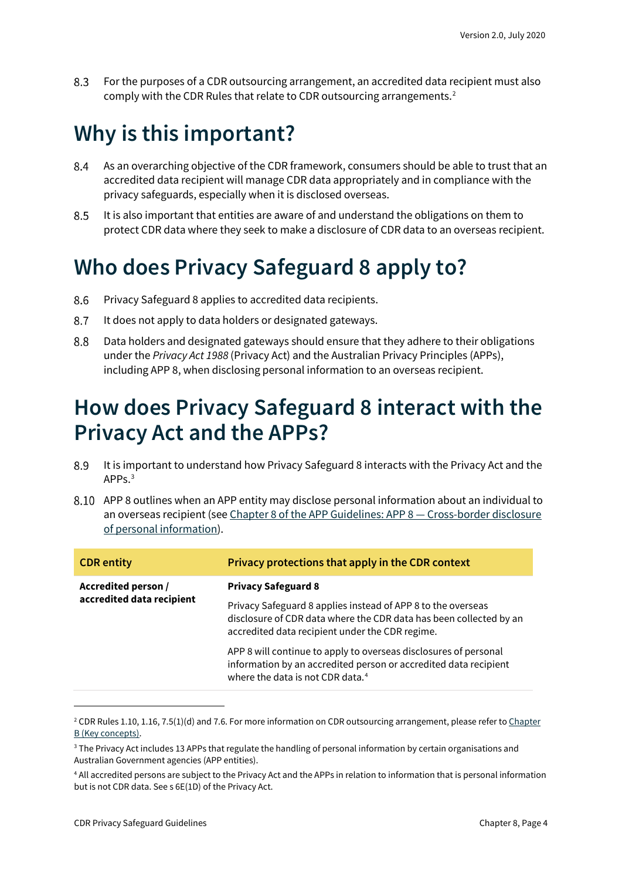8.3 For the purposes of a CDR outsourcing arrangement, an accredited data recipient must also comply with the CDR Rules that relate to CDR outsourcing arrangements.[2]

# Why is this important?

8.4 As an overarching objective of the CDR framework, consumers should be able to trust that an accredited data recipient will manage CDR data appropriately and in compliance with the privacy safeguards, especially when it is disclosed overseas.

8.5 It is also important that entities are aware of and understand the obligations on them to protect CDR data where they seek to make a disclosure of CDR data to an overseas recipient.

# Who does Privacy Safeguard 8 apply to?

8.6 Privacy Safeguard 8 applies to accredited data recipients.

8.7 It does not apply to data holders or designated gateways.

8.8 Data holders and designated gateways should ensure that they adhere to their obligations under the *Privacy Act 1988* (Privacy Act) and the Australian Privacy Principles (APPs), including APP 8, when disclosing personal information to an overseas recipient.

# How does Privacy Safeguard 8 interact with the Privacy Act and the APPs?

8.9 It is important to understand how Privacy Safeguard 8 interacts with the Privacy Act and the APPs.[3]

8.10 APP 8 outlines when an APP entity may disclose personal information about an individual to an overseas recipient (see Chapter 8 of the APP Guidelines: APP 8 — Cross-border disclosure of personal information).

| CDR entity | Privacy protections that apply in the CDR context |
|---|---|
| **Accredited person / accredited data recipient** | **Privacy Safeguard 8**<br><br>Privacy Safeguard 8 applies instead of APP 8 to the overseas disclosure of CDR data where the CDR data has been collected by an accredited data recipient under the CDR regime.<br><br>APP 8 will continue to apply to overseas disclosures of personal information by an accredited person or accredited data recipient where the data is not CDR data.[4] |

[2] CDR Rules 1.10, 1.16, 7.5(1)(d) and 7.6. For more information on CDR outsourcing arrangement, please refer to Chapter B (Key concepts).

[3] The Privacy Act includes 13 APPs that regulate the handling of personal information by certain organisations and Australian Government agencies (APP entities).

[4] All accredited persons are subject to the Privacy Act and the APPs in relation to information that is personal information but is not CDR data. See s 6E(1D) of the Privacy Act.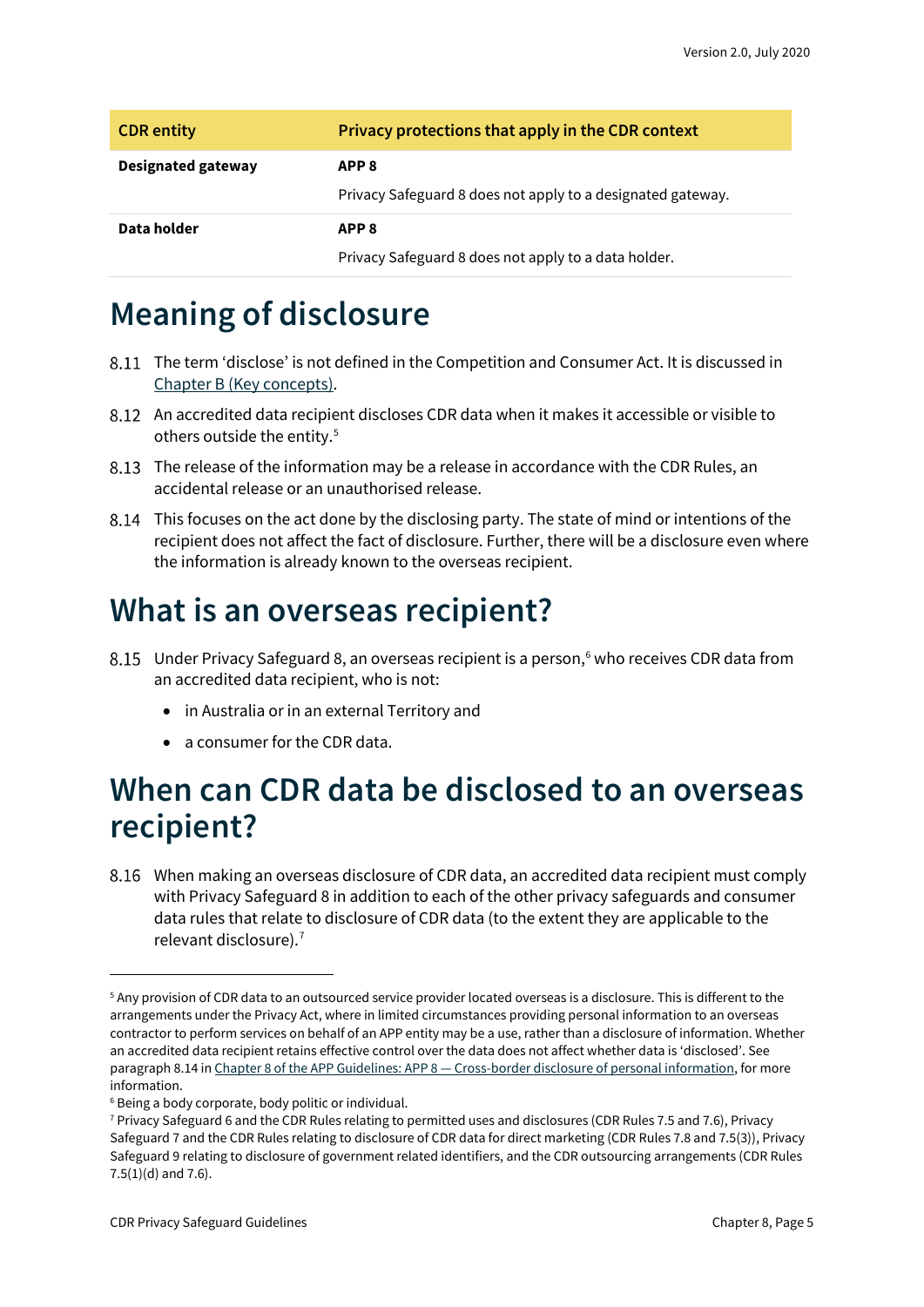| CDR entity | Privacy protections that apply in the CDR context |
|---|---|
| **Designated gateway** | **APP 8**<br>Privacy Safeguard 8 does not apply to a designated gateway. |
| **Data holder** | **APP 8**<br>Privacy Safeguard 8 does not apply to a data holder. |

# Meaning of disclosure

8.11 The term 'disclose' is not defined in the Competition and Consumer Act. It is discussed in Chapter B (Key concepts).

8.12 An accredited data recipient discloses CDR data when it makes it accessible or visible to others outside the entity.[5]

8.13 The release of the information may be a release in accordance with the CDR Rules, an accidental release or an unauthorised release.

8.14 This focuses on the act done by the disclosing party. The state of mind or intentions of the recipient does not affect the fact of disclosure. Further, there will be a disclosure even where the information is already known to the overseas recipient.

# What is an overseas recipient?

8.15 Under Privacy Safeguard 8, an overseas recipient is a person,[6] who receives CDR data from an accredited data recipient, who is not:

- in Australia or in an external Territory and
- a consumer for the CDR data.

# When can CDR data be disclosed to an overseas recipient?

8.16 When making an overseas disclosure of CDR data, an accredited data recipient must comply with Privacy Safeguard 8 in addition to each of the other privacy safeguards and consumer data rules that relate to disclosure of CDR data (to the extent they are applicable to the relevant disclosure).[7]

---

[5] Any provision of CDR data to an outsourced service provider located overseas is a disclosure. This is different to the arrangements under the Privacy Act, where in limited circumstances providing personal information to an overseas contractor to perform services on behalf of an APP entity may be a use, rather than a disclosure of information. Whether an accredited data recipient retains effective control over the data does not affect whether data is 'disclosed'. See paragraph 8.14 in Chapter 8 of the APP Guidelines: APP 8 — Cross-border disclosure of personal information, for more information.

[6] Being a body corporate, body politic or individual.

[7] Privacy Safeguard 6 and the CDR Rules relating to permitted uses and disclosures (CDR Rules 7.5 and 7.6), Privacy Safeguard 7 and the CDR Rules relating to disclosure of CDR data for direct marketing (CDR Rules 7.8 and 7.5(3)), Privacy Safeguard 9 relating to disclosure of government related identifiers, and the CDR outsourcing arrangements (CDR Rules 7.5(1)(d) and 7.6).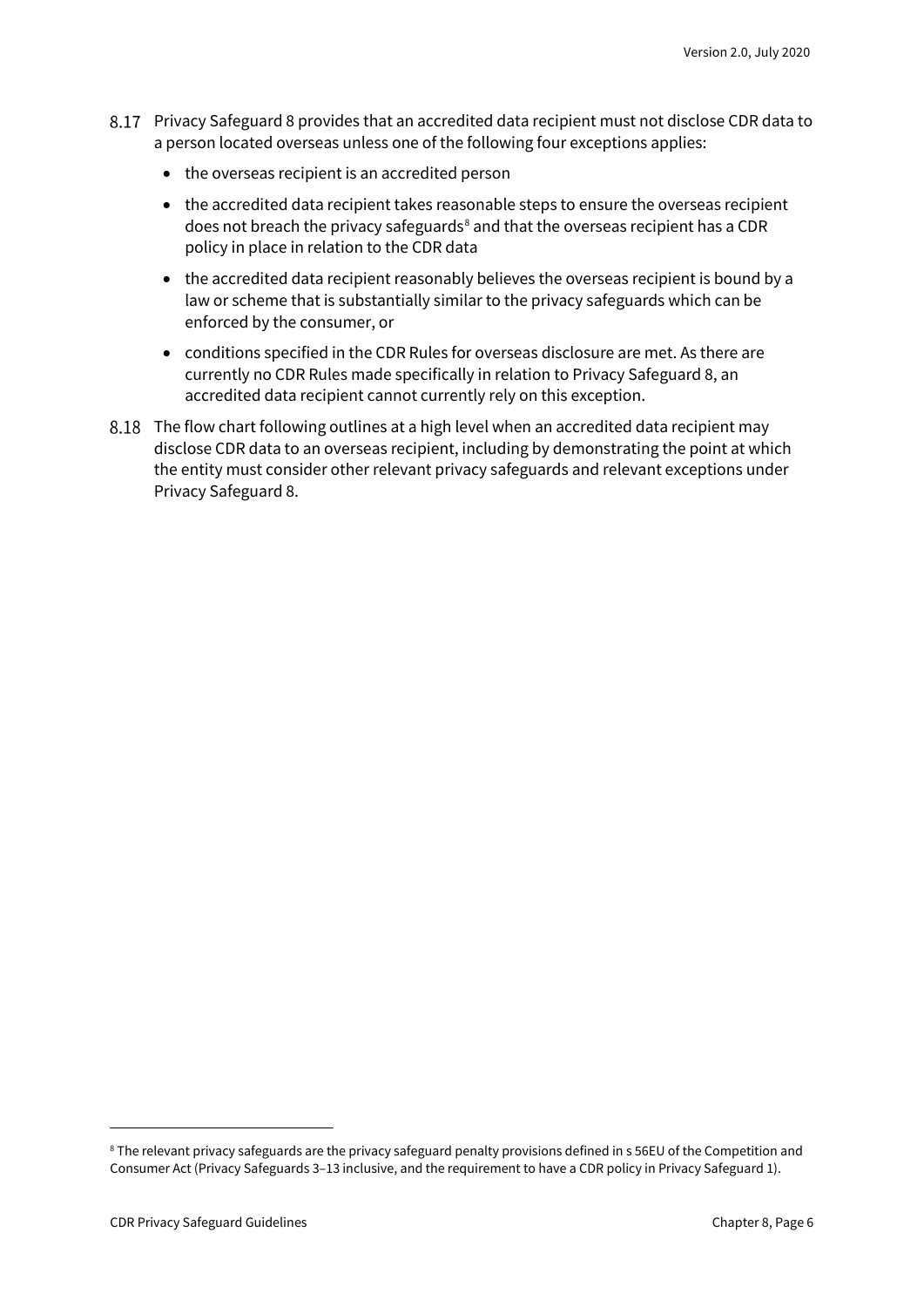8.17 Privacy Safeguard 8 provides that an accredited data recipient must not disclose CDR data to a person located overseas unless one of the following four exceptions applies:

- the overseas recipient is an accredited person
- the accredited data recipient takes reasonable steps to ensure the overseas recipient does not breach the privacy safeguards[8] and that the overseas recipient has a CDR policy in place in relation to the CDR data
- the accredited data recipient reasonably believes the overseas recipient is bound by a law or scheme that is substantially similar to the privacy safeguards which can be enforced by the consumer, or
- conditions specified in the CDR Rules for overseas disclosure are met. As there are currently no CDR Rules made specifically in relation to Privacy Safeguard 8, an accredited data recipient cannot currently rely on this exception.

8.18 The flow chart following outlines at a high level when an accredited data recipient may disclose CDR data to an overseas recipient, including by demonstrating the point at which the entity must consider other relevant privacy safeguards and relevant exceptions under Privacy Safeguard 8.

---

[8] The relevant privacy safeguards are the privacy safeguard penalty provisions defined in s 56EU of the Competition and Consumer Act (Privacy Safeguards 3–13 inclusive, and the requirement to have a CDR policy in Privacy Safeguard 1).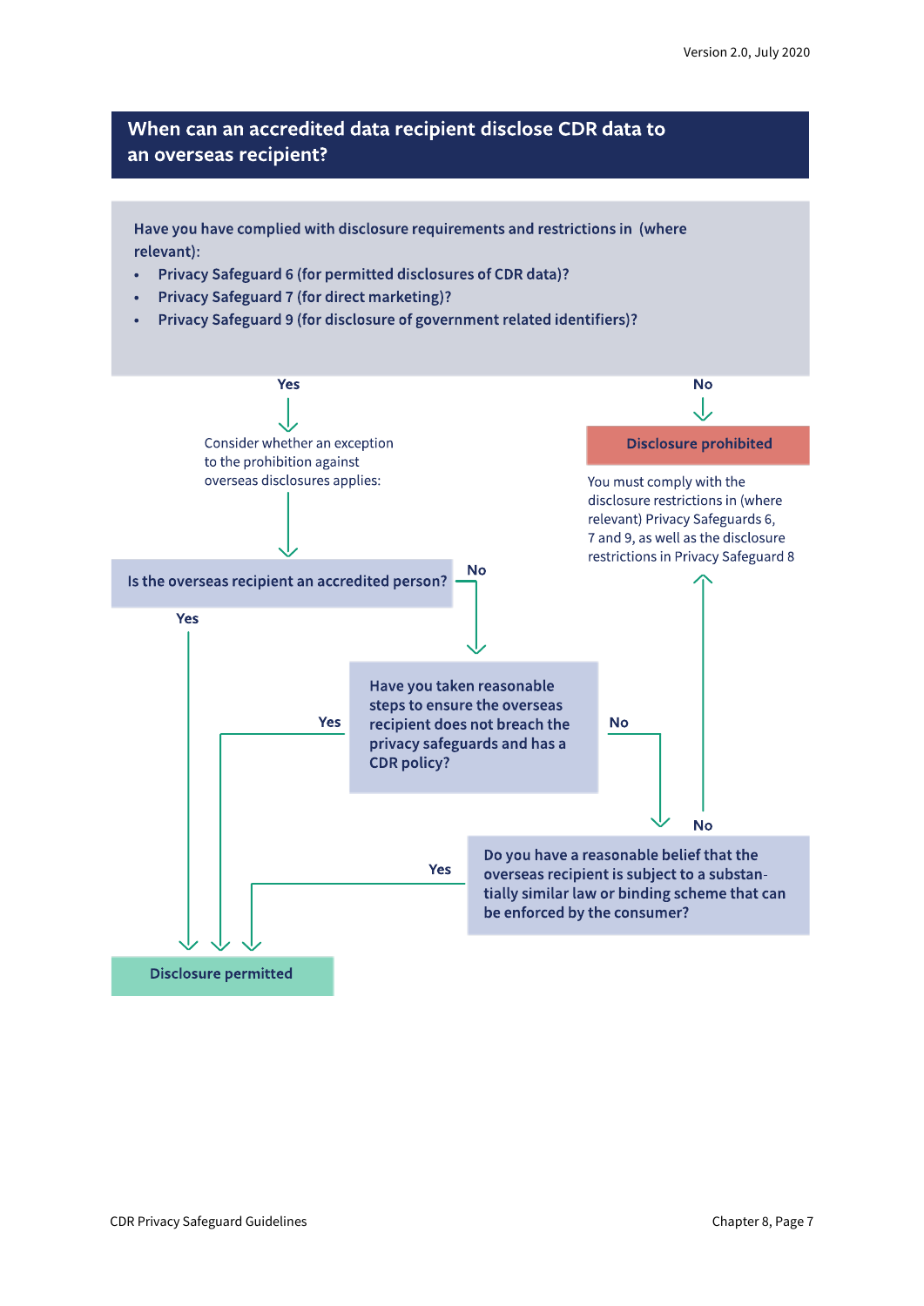## When can an accredited data recipient disclose CDR data to an overseas recipient?

**Have you have complied with disclosure requirements and restrictions in (where relevant):**

- **Privacy Safeguard 6 (for permitted disclosures of CDR data)?**
- **Privacy Safeguard 7 (for direct marketing)?**
- **Privacy Safeguard 9 (for disclosure of government related identifiers)?**

**Yes** → Consider whether an exception to the prohibition against overseas disclosures applies:

**No** → **Disclosure prohibited**

You must comply with the disclosure restrictions in (where relevant) Privacy Safeguards 6, 7 and 9, as well as the disclosure restrictions in Privacy Safeguard 8

**Is the overseas recipient an accredited person?**

- **Yes** → **Disclosure permitted**
- **No** → **Have you taken reasonable steps to ensure the overseas recipient does not breach the privacy safeguards and has a CDR policy?**
  - **Yes** → **Disclosure permitted**
  - **No** → **Do you have a reasonable belief that the overseas recipient is subject to a substantially similar law or binding scheme that can be enforced by the consumer?**
    - **Yes** → **Disclosure permitted**
    - **No** → **Disclosure prohibited**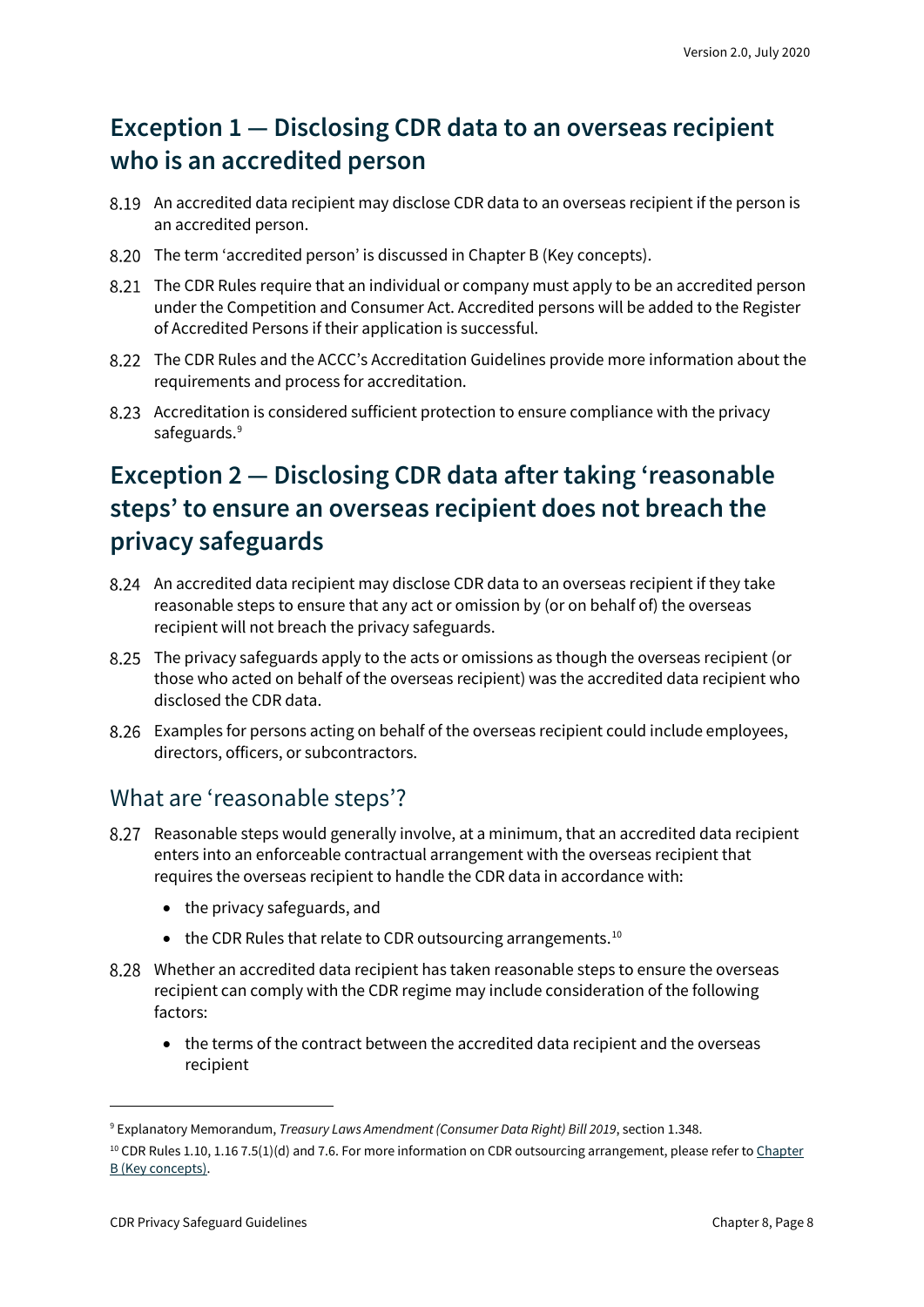## Exception 1 — Disclosing CDR data to an overseas recipient who is an accredited person

8.19 An accredited data recipient may disclose CDR data to an overseas recipient if the person is an accredited person.

8.20 The term 'accredited person' is discussed in Chapter B (Key concepts).

8.21 The CDR Rules require that an individual or company must apply to be an accredited person under the Competition and Consumer Act. Accredited persons will be added to the Register of Accredited Persons if their application is successful.

8.22 The CDR Rules and the ACCC's Accreditation Guidelines provide more information about the requirements and process for accreditation.

8.23 Accreditation is considered sufficient protection to ensure compliance with the privacy safeguards.[9]

## Exception 2 — Disclosing CDR data after taking 'reasonable steps' to ensure an overseas recipient does not breach the privacy safeguards

8.24 An accredited data recipient may disclose CDR data to an overseas recipient if they take reasonable steps to ensure that any act or omission by (or on behalf of) the overseas recipient will not breach the privacy safeguards.

8.25 The privacy safeguards apply to the acts or omissions as though the overseas recipient (or those who acted on behalf of the overseas recipient) was the accredited data recipient who disclosed the CDR data.

8.26 Examples for persons acting on behalf of the overseas recipient could include employees, directors, officers, or subcontractors.

### What are 'reasonable steps'?

8.27 Reasonable steps would generally involve, at a minimum, that an accredited data recipient enters into an enforceable contractual arrangement with the overseas recipient that requires the overseas recipient to handle the CDR data in accordance with:

- the privacy safeguards, and
- the CDR Rules that relate to CDR outsourcing arrangements.[10]

8.28 Whether an accredited data recipient has taken reasonable steps to ensure the overseas recipient can comply with the CDR regime may include consideration of the following factors:

- the terms of the contract between the accredited data recipient and the overseas recipient

---

[9] Explanatory Memorandum, *Treasury Laws Amendment (Consumer Data Right) Bill 2019*, section 1.348.

[10] CDR Rules 1.10, 1.16 7.5(1)(d) and 7.6. For more information on CDR outsourcing arrangement, please refer to [Chapter B (Key concepts)](#).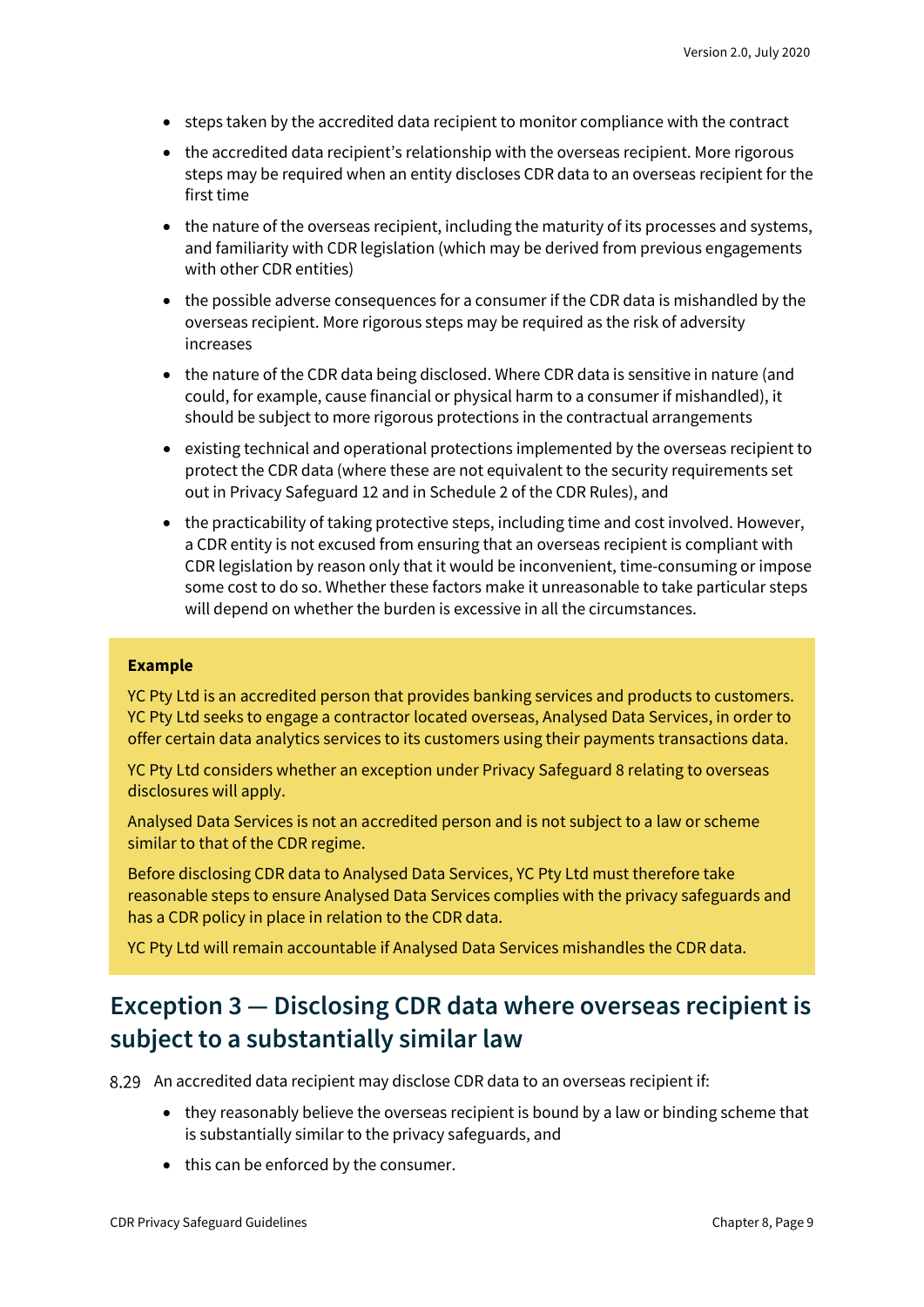- steps taken by the accredited data recipient to monitor compliance with the contract
- the accredited data recipient's relationship with the overseas recipient. More rigorous steps may be required when an entity discloses CDR data to an overseas recipient for the first time
- the nature of the overseas recipient, including the maturity of its processes and systems, and familiarity with CDR legislation (which may be derived from previous engagements with other CDR entities)
- the possible adverse consequences for a consumer if the CDR data is mishandled by the overseas recipient. More rigorous steps may be required as the risk of adversity increases
- the nature of the CDR data being disclosed. Where CDR data is sensitive in nature (and could, for example, cause financial or physical harm to a consumer if mishandled), it should be subject to more rigorous protections in the contractual arrangements
- existing technical and operational protections implemented by the overseas recipient to protect the CDR data (where these are not equivalent to the security requirements set out in Privacy Safeguard 12 and in Schedule 2 of the CDR Rules), and
- the practicability of taking protective steps, including time and cost involved. However, a CDR entity is not excused from ensuring that an overseas recipient is compliant with CDR legislation by reason only that it would be inconvenient, time-consuming or impose some cost to do so. Whether these factors make it unreasonable to take particular steps will depend on whether the burden is excessive in all the circumstances.

> **Example**
>
> YC Pty Ltd is an accredited person that provides banking services and products to customers. YC Pty Ltd seeks to engage a contractor located overseas, Analysed Data Services, in order to offer certain data analytics services to its customers using their payments transactions data.
>
> YC Pty Ltd considers whether an exception under Privacy Safeguard 8 relating to overseas disclosures will apply.
>
> Analysed Data Services is not an accredited person and is not subject to a law or scheme similar to that of the CDR regime.
>
> Before disclosing CDR data to Analysed Data Services, YC Pty Ltd must therefore take reasonable steps to ensure Analysed Data Services complies with the privacy safeguards and has a CDR policy in place in relation to the CDR data.
>
> YC Pty Ltd will remain accountable if Analysed Data Services mishandles the CDR data.

## Exception 3 — Disclosing CDR data where overseas recipient is subject to a substantially similar law

8.29 An accredited data recipient may disclose CDR data to an overseas recipient if:

- they reasonably believe the overseas recipient is bound by a law or binding scheme that is substantially similar to the privacy safeguards, and
- this can be enforced by the consumer.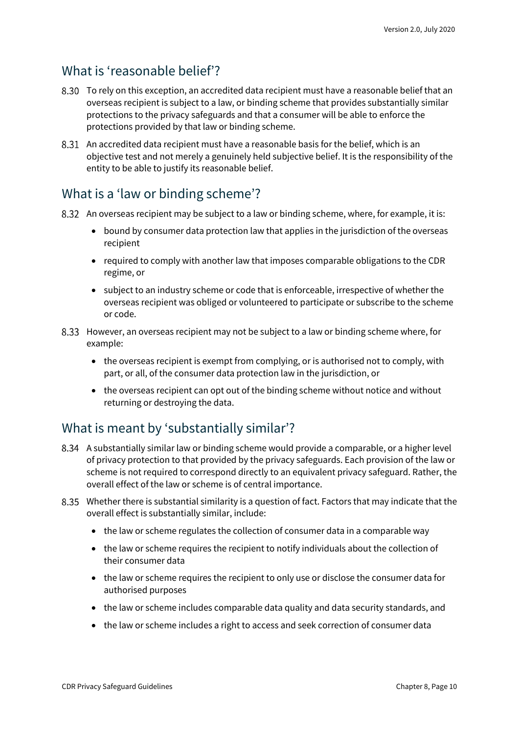## What is 'reasonable belief'?

8.30 To rely on this exception, an accredited data recipient must have a reasonable belief that an overseas recipient is subject to a law, or binding scheme that provides substantially similar protections to the privacy safeguards and that a consumer will be able to enforce the protections provided by that law or binding scheme.

8.31 An accredited data recipient must have a reasonable basis for the belief, which is an objective test and not merely a genuinely held subjective belief. It is the responsibility of the entity to be able to justify its reasonable belief.

## What is a 'law or binding scheme'?

8.32 An overseas recipient may be subject to a law or binding scheme, where, for example, it is:

- bound by consumer data protection law that applies in the jurisdiction of the overseas recipient
- required to comply with another law that imposes comparable obligations to the CDR regime, or
- subject to an industry scheme or code that is enforceable, irrespective of whether the overseas recipient was obliged or volunteered to participate or subscribe to the scheme or code.

8.33 However, an overseas recipient may not be subject to a law or binding scheme where, for example:

- the overseas recipient is exempt from complying, or is authorised not to comply, with part, or all, of the consumer data protection law in the jurisdiction, or
- the overseas recipient can opt out of the binding scheme without notice and without returning or destroying the data.

## What is meant by 'substantially similar'?

8.34 A substantially similar law or binding scheme would provide a comparable, or a higher level of privacy protection to that provided by the privacy safeguards. Each provision of the law or scheme is not required to correspond directly to an equivalent privacy safeguard. Rather, the overall effect of the law or scheme is of central importance.

8.35 Whether there is substantial similarity is a question of fact. Factors that may indicate that the overall effect is substantially similar, include:

- the law or scheme regulates the collection of consumer data in a comparable way
- the law or scheme requires the recipient to notify individuals about the collection of their consumer data
- the law or scheme requires the recipient to only use or disclose the consumer data for authorised purposes
- the law or scheme includes comparable data quality and data security standards, and
- the law or scheme includes a right to access and seek correction of consumer data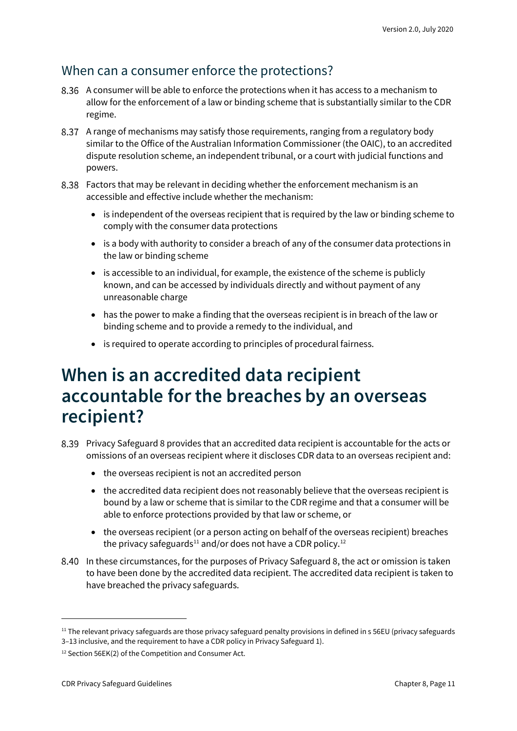## When can a consumer enforce the protections?

8.36 A consumer will be able to enforce the protections when it has access to a mechanism to allow for the enforcement of a law or binding scheme that is substantially similar to the CDR regime.

8.37 A range of mechanisms may satisfy those requirements, ranging from a regulatory body similar to the Office of the Australian Information Commissioner (the OAIC), to an accredited dispute resolution scheme, an independent tribunal, or a court with judicial functions and powers.

8.38 Factors that may be relevant in deciding whether the enforcement mechanism is an accessible and effective include whether the mechanism:

- is independent of the overseas recipient that is required by the law or binding scheme to comply with the consumer data protections
- is a body with authority to consider a breach of any of the consumer data protections in the law or binding scheme
- is accessible to an individual, for example, the existence of the scheme is publicly known, and can be accessed by individuals directly and without payment of any unreasonable charge
- has the power to make a finding that the overseas recipient is in breach of the law or binding scheme and to provide a remedy to the individual, and
- is required to operate according to principles of procedural fairness.

# When is an accredited data recipient accountable for the breaches by an overseas recipient?

8.39 Privacy Safeguard 8 provides that an accredited data recipient is accountable for the acts or omissions of an overseas recipient where it discloses CDR data to an overseas recipient and:

- the overseas recipient is not an accredited person
- the accredited data recipient does not reasonably believe that the overseas recipient is bound by a law or scheme that is similar to the CDR regime and that a consumer will be able to enforce protections provided by that law or scheme, or
- the overseas recipient (or a person acting on behalf of the overseas recipient) breaches the privacy safeguards[11] and/or does not have a CDR policy.[12]

8.40 In these circumstances, for the purposes of Privacy Safeguard 8, the act or omission is taken to have been done by the accredited data recipient. The accredited data recipient is taken to have breached the privacy safeguards.

---

[11] The relevant privacy safeguards are those privacy safeguard penalty provisions in defined in s 56EU (privacy safeguards 3–13 inclusive, and the requirement to have a CDR policy in Privacy Safeguard 1).

[12] Section 56EK(2) of the Competition and Consumer Act.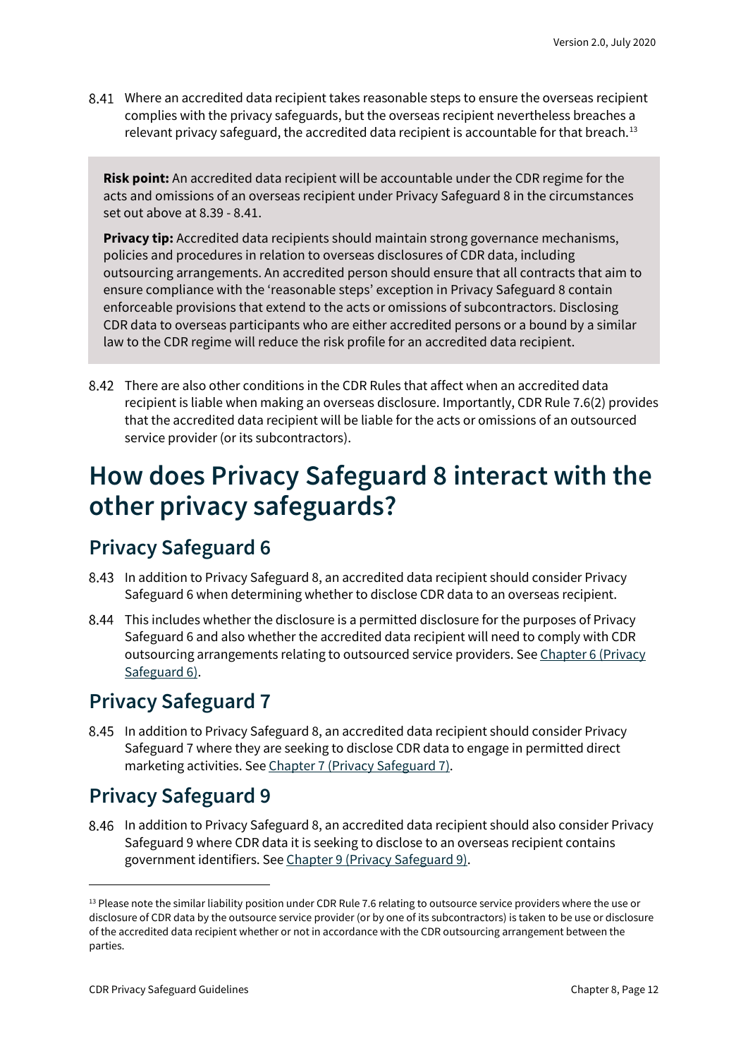8.41 Where an accredited data recipient takes reasonable steps to ensure the overseas recipient complies with the privacy safeguards, but the overseas recipient nevertheless breaches a relevant privacy safeguard, the accredited data recipient is accountable for that breach.[13]

**Risk point:** An accredited data recipient will be accountable under the CDR regime for the acts and omissions of an overseas recipient under Privacy Safeguard 8 in the circumstances set out above at 8.39 - 8.41.

**Privacy tip:** Accredited data recipients should maintain strong governance mechanisms, policies and procedures in relation to overseas disclosures of CDR data, including outsourcing arrangements. An accredited person should ensure that all contracts that aim to ensure compliance with the 'reasonable steps' exception in Privacy Safeguard 8 contain enforceable provisions that extend to the acts or omissions of subcontractors. Disclosing CDR data to overseas participants who are either accredited persons or a bound by a similar law to the CDR regime will reduce the risk profile for an accredited data recipient.

8.42 There are also other conditions in the CDR Rules that affect when an accredited data recipient is liable when making an overseas disclosure. Importantly, CDR Rule 7.6(2) provides that the accredited data recipient will be liable for the acts or omissions of an outsourced service provider (or its subcontractors).

# How does Privacy Safeguard 8 interact with the other privacy safeguards?

## Privacy Safeguard 6

8.43 In addition to Privacy Safeguard 8, an accredited data recipient should consider Privacy Safeguard 6 when determining whether to disclose CDR data to an overseas recipient.

8.44 This includes whether the disclosure is a permitted disclosure for the purposes of Privacy Safeguard 6 and also whether the accredited data recipient will need to comply with CDR outsourcing arrangements relating to outsourced service providers. See Chapter 6 (Privacy Safeguard 6).

## Privacy Safeguard 7

8.45 In addition to Privacy Safeguard 8, an accredited data recipient should consider Privacy Safeguard 7 where they are seeking to disclose CDR data to engage in permitted direct marketing activities. See Chapter 7 (Privacy Safeguard 7).

## Privacy Safeguard 9

8.46 In addition to Privacy Safeguard 8, an accredited data recipient should also consider Privacy Safeguard 9 where CDR data it is seeking to disclose to an overseas recipient contains government identifiers. See Chapter 9 (Privacy Safeguard 9).

[13] Please note the similar liability position under CDR Rule 7.6 relating to outsource service providers where the use or disclosure of CDR data by the outsource service provider (or by one of its subcontractors) is taken to be use or disclosure of the accredited data recipient whether or not in accordance with the CDR outsourcing arrangement between the parties.